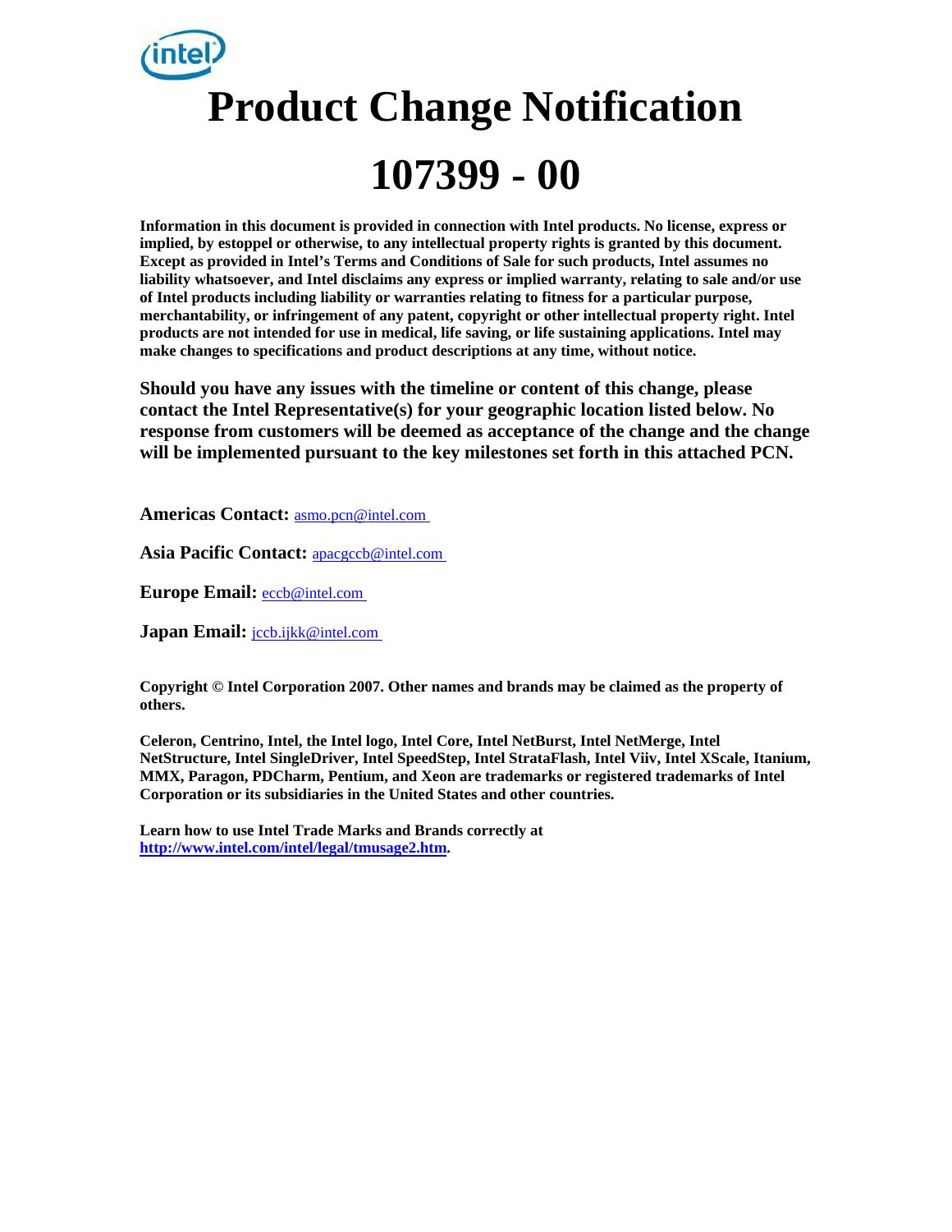# Product Change Notification

# 107399 - 00

**Information in this document is provided in connection with Intel products. No license, express or implied, by estoppel or otherwise, to any intellectual property rights is granted by this document. Except as provided in Intel's Terms and Conditions of Sale for such products, Intel assumes no liability whatsoever, and Intel disclaims any express or implied warranty, relating to sale and/or use of Intel products including liability or warranties relating to fitness for a particular purpose, merchantability, or infringement of any patent, copyright or other intellectual property right. Intel products are not intended for use in medical, life saving, or life sustaining applications. Intel may make changes to specifications and product descriptions at any time, without notice.**

**Should you have any issues with the timeline or content of this change, please contact the Intel Representative(s) for your geographic location listed below. No response from customers will be deemed as acceptance of the change and the change will be implemented pursuant to the key milestones set forth in this attached PCN.**

**Americas Contact:** asmo.pcn@intel.com

**Asia Pacific Contact:** apacgccb@intel.com

**Europe Email:** eccb@intel.com

**Japan Email:** jccb.ijkk@intel.com

**Copyright © Intel Corporation 2007. Other names and brands may be claimed as the property of others.**

**Celeron, Centrino, Intel, the Intel logo, Intel Core, Intel NetBurst, Intel NetMerge, Intel NetStructure, Intel SingleDriver, Intel SpeedStep, Intel StrataFlash, Intel Viiv, Intel XScale, Itanium, MMX, Paragon, PDCharm, Pentium, and Xeon are trademarks or registered trademarks of Intel Corporation or its subsidiaries in the United States and other countries.**

**Learn how to use Intel Trade Marks and Brands correctly at http://www.intel.com/intel/legal/tmusage2.htm.**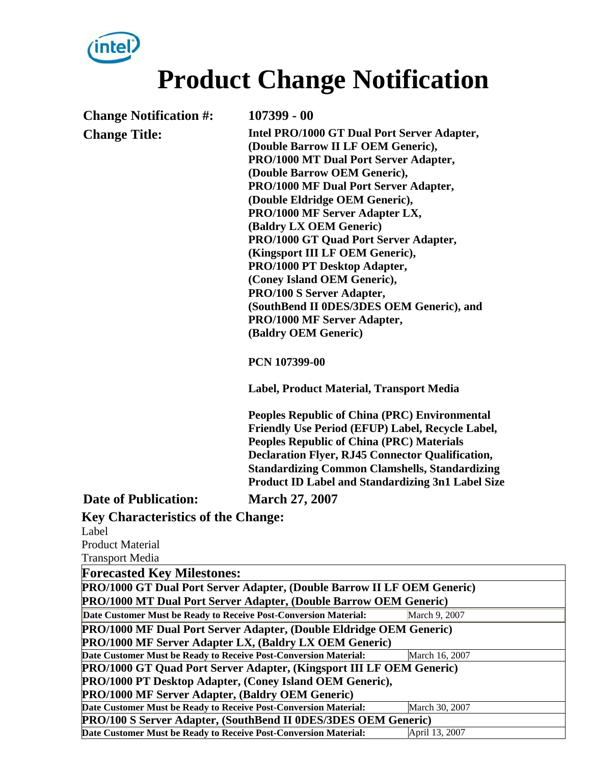# Product Change Notification

**Change Notification #:** 107399 - 00

**Change Title:** Intel PRO/1000 GT Dual Port Server Adapter, (Double Barrow II LF OEM Generic), PRO/1000 MT Dual Port Server Adapter, (Double Barrow OEM Generic), PRO/1000 MF Dual Port Server Adapter, (Double Eldridge OEM Generic), PRO/1000 MF Server Adapter LX, (Baldry LX OEM Generic) PRO/1000 GT Quad Port Server Adapter, (Kingsport III LF OEM Generic), PRO/1000 PT Desktop Adapter, (Coney Island OEM Generic), PRO/100 S Server Adapter, (SouthBend II 0DES/3DES OEM Generic), and PRO/1000 MF Server Adapter, (Baldry OEM Generic)

**PCN 107399-00**

**Label, Product Material, Transport Media**

**Peoples Republic of China (PRC) Environmental Friendly Use Period (EFUP) Label, Recycle Label, Peoples Republic of China (PRC) Materials Declaration Flyer, RJ45 Connector Qualification, Standardizing Common Clamshells, Standardizing Product ID Label and Standardizing 3n1 Label Size**

**Date of Publication:** March 27, 2007

## Key Characteristics of the Change:

Label
Product Material
Transport Media

| **Forecasted Key Milestones:** | |
|---|---|
| **PRO/1000 GT Dual Port Server Adapter, (Double Barrow II LF OEM Generic)** | |
| **PRO/1000 MT Dual Port Server Adapter, (Double Barrow OEM Generic)** | |
| **Date Customer Must be Ready to Receive Post-Conversion Material:** | March 9, 2007 |
| **PRO/1000 MF Dual Port Server Adapter, (Double Eldridge OEM Generic)** | |
| **PRO/1000 MF Server Adapter LX, (Baldry LX OEM Generic)** | |
| **Date Customer Must be Ready to Receive Post-Conversion Material:** | March 16, 2007 |
| **PRO/1000 GT Quad Port Server Adapter, (Kingsport III LF OEM Generic)** | |
| **PRO/1000 PT Desktop Adapter, (Coney Island OEM Generic),** | |
| **PRO/1000 MF Server Adapter, (Baldry OEM Generic)** | |
| **Date Customer Must be Ready to Receive Post-Conversion Material:** | March 30, 2007 |
| **PRO/100 S Server Adapter, (SouthBend II 0DES/3DES OEM Generic)** | |
| **Date Customer Must be Ready to Receive Post-Conversion Material:** | April 13, 2007 |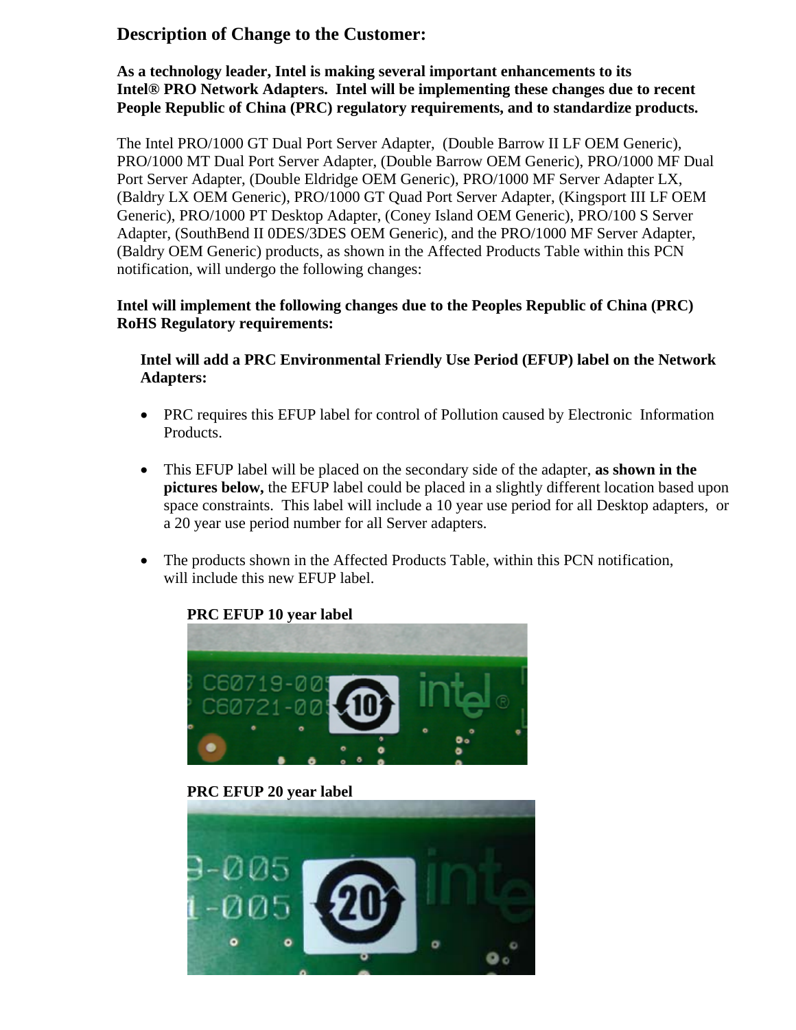## Description of Change to the Customer:

**As a technology leader, Intel is making several important enhancements to its Intel® PRO Network Adapters. Intel will be implementing these changes due to recent People Republic of China (PRC) regulatory requirements, and to standardize products.**

The Intel PRO/1000 GT Dual Port Server Adapter, (Double Barrow II LF OEM Generic), PRO/1000 MT Dual Port Server Adapter, (Double Barrow OEM Generic), PRO/1000 MF Dual Port Server Adapter, (Double Eldridge OEM Generic), PRO/1000 MF Server Adapter LX, (Baldry LX OEM Generic), PRO/1000 GT Quad Port Server Adapter, (Kingsport III LF OEM Generic), PRO/1000 PT Desktop Adapter, (Coney Island OEM Generic), PRO/100 S Server Adapter, (SouthBend II 0DES/3DES OEM Generic), and the PRO/1000 MF Server Adapter, (Baldry OEM Generic) products, as shown in the Affected Products Table within this PCN notification, will undergo the following changes:

**Intel will implement the following changes due to the Peoples Republic of China (PRC) RoHS Regulatory requirements:**

**Intel will add a PRC Environmental Friendly Use Period (EFUP) label on the Network Adapters:**

- PRC requires this EFUP label for control of Pollution caused by Electronic Information Products.
- This EFUP label will be placed on the secondary side of the adapter, **as shown in the pictures below,** the EFUP label could be placed in a slightly different location based upon space constraints. This label will include a 10 year use period for all Desktop adapters, or a 20 year use period number for all Server adapters.
- The products shown in the Affected Products Table, within this PCN notification, will include this new EFUP label.

**PRC EFUP 10 year label**

**PRC EFUP 20 year label**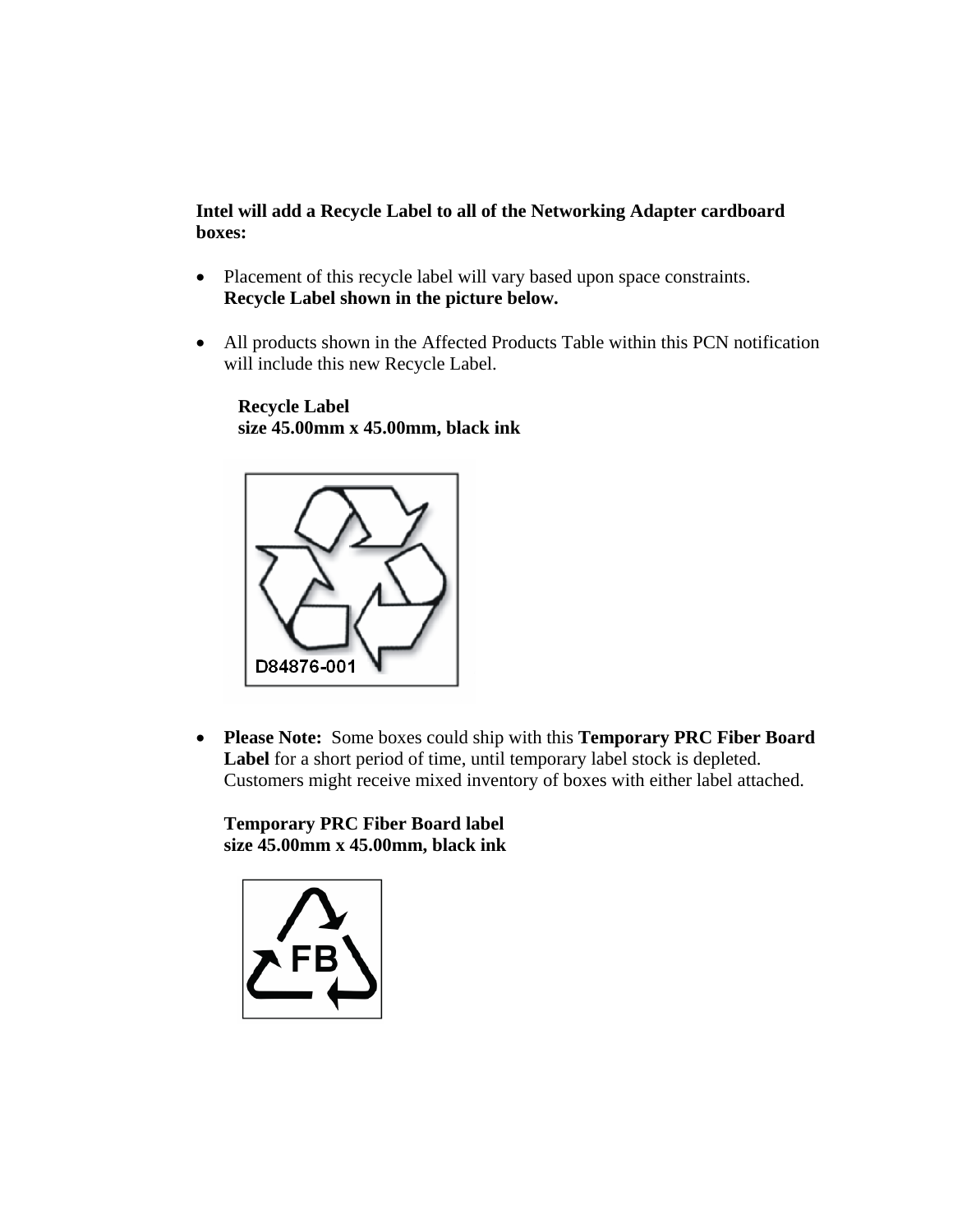**Intel will add a Recycle Label to all of the Networking Adapter cardboard boxes:**

- Placement of this recycle label will vary based upon space constraints.
  **Recycle Label shown in the picture below.**

- All products shown in the Affected Products Table within this PCN notification will include this new Recycle Label.

  **Recycle Label**
  **size 45.00mm x 45.00mm, black ink**

  D84876-001

- **Please Note:** Some boxes could ship with this **Temporary PRC Fiber Board Label** for a short period of time, until temporary label stock is depleted. Customers might receive mixed inventory of boxes with either label attached.

  **Temporary PRC Fiber Board label**
  **size 45.00mm x 45.00mm, black ink**

  FB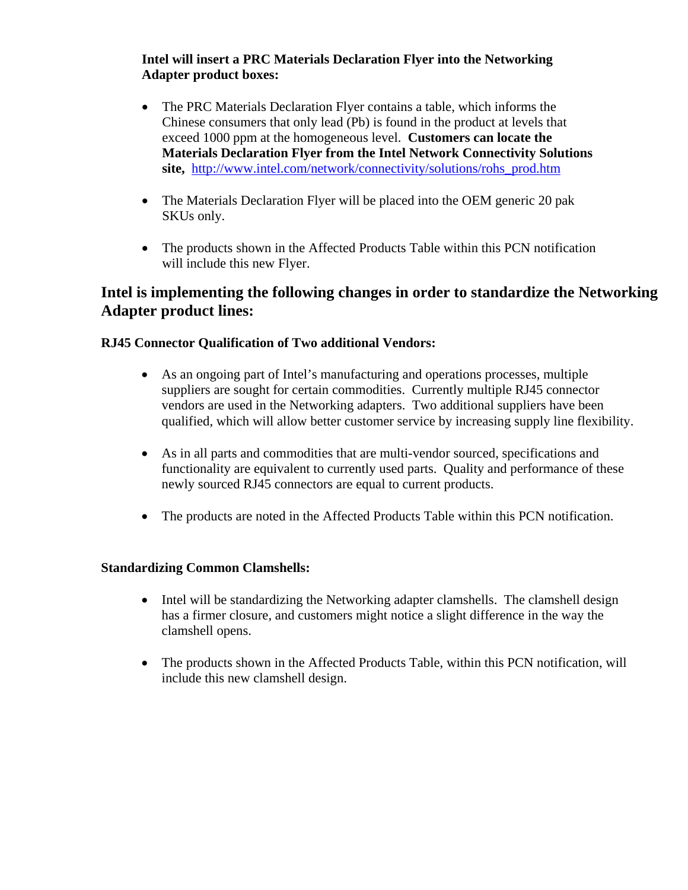**Intel will insert a PRC Materials Declaration Flyer into the Networking Adapter product boxes:**

- The PRC Materials Declaration Flyer contains a table, which informs the Chinese consumers that only lead (Pb) is found in the product at levels that exceed 1000 ppm at the homogeneous level. **Customers can locate the Materials Declaration Flyer from the Intel Network Connectivity Solutions site,** http://www.intel.com/network/connectivity/solutions/rohs_prod.htm

- The Materials Declaration Flyer will be placed into the OEM generic 20 pak SKUs only.

- The products shown in the Affected Products Table within this PCN notification will include this new Flyer.

## Intel is implementing the following changes in order to standardize the Networking Adapter product lines:

**RJ45 Connector Qualification of Two additional Vendors:**

- As an ongoing part of Intel's manufacturing and operations processes, multiple suppliers are sought for certain commodities. Currently multiple RJ45 connector vendors are used in the Networking adapters. Two additional suppliers have been qualified, which will allow better customer service by increasing supply line flexibility.

- As in all parts and commodities that are multi-vendor sourced, specifications and functionality are equivalent to currently used parts. Quality and performance of these newly sourced RJ45 connectors are equal to current products.

- The products are noted in the Affected Products Table within this PCN notification.

**Standardizing Common Clamshells:**

- Intel will be standardizing the Networking adapter clamshells. The clamshell design has a firmer closure, and customers might notice a slight difference in the way the clamshell opens.

- The products shown in the Affected Products Table, within this PCN notification, will include this new clamshell design.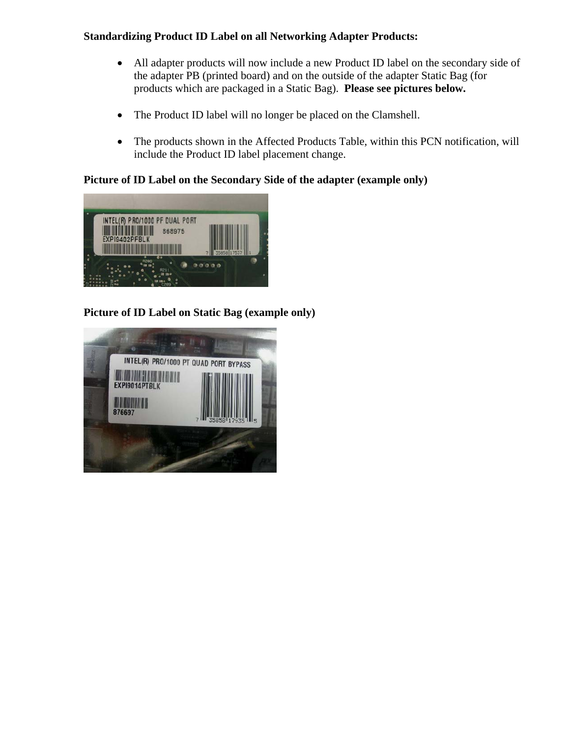**Standardizing Product ID Label on all Networking Adapter Products:**

- All adapter products will now include a new Product ID label on the secondary side of the adapter PB (printed board) and on the outside of the adapter Static Bag (for products which are packaged in a Static Bag). **Please see pictures below.**

- The Product ID label will no longer be placed on the Clamshell.

- The products shown in the Affected Products Table, within this PCN notification, will include the Product ID label placement change.

**Picture of ID Label on the Secondary Side of the adapter (example only)**

**Picture of ID Label on Static Bag (example only)**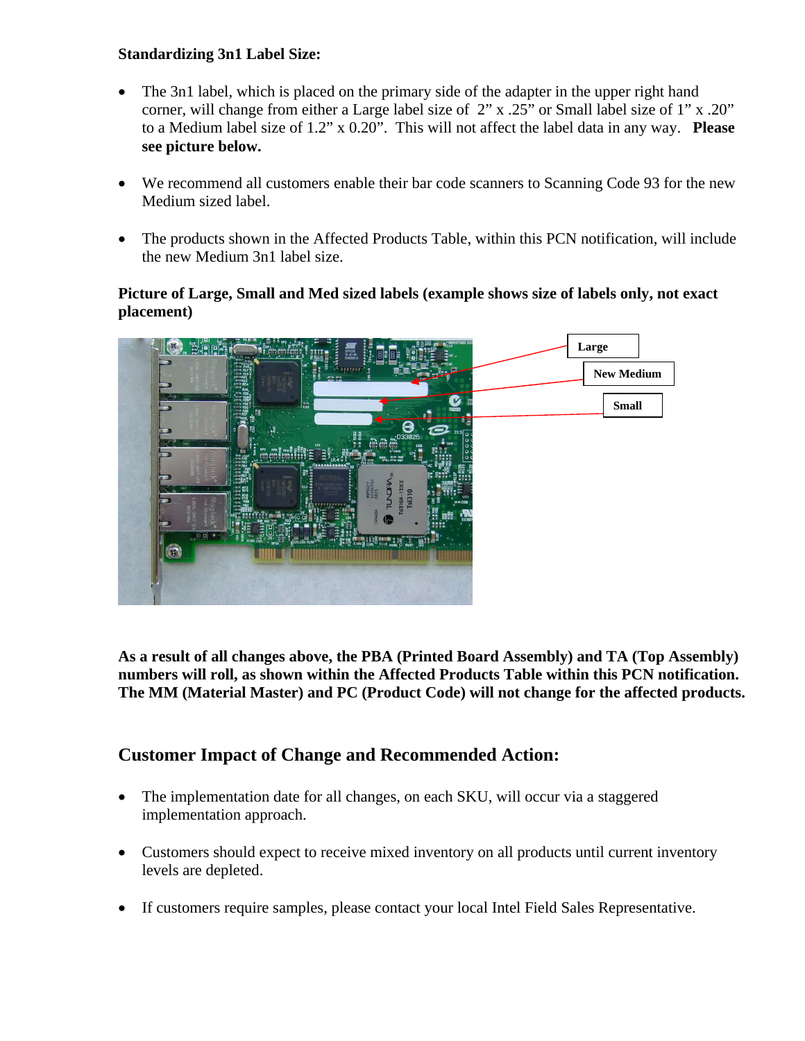**Standardizing 3n1 Label Size:**

- The 3n1 label, which is placed on the primary side of the adapter in the upper right hand corner, will change from either a Large label size of 2" x .25" or Small label size of 1" x .20" to a Medium label size of 1.2" x 0.20". This will not affect the label data in any way. **Please see picture below.**

- We recommend all customers enable their bar code scanners to Scanning Code 93 for the new Medium sized label.

- The products shown in the Affected Products Table, within this PCN notification, will include the new Medium 3n1 label size.

**Picture of Large, Small and Med sized labels (example shows size of labels only, not exact placement)**

**As a result of all changes above, the PBA (Printed Board Assembly) and TA (Top Assembly) numbers will roll, as shown within the Affected Products Table within this PCN notification. The MM (Material Master) and PC (Product Code) will not change for the affected products.**

## Customer Impact of Change and Recommended Action:

- The implementation date for all changes, on each SKU, will occur via a staggered implementation approach.

- Customers should expect to receive mixed inventory on all products until current inventory levels are depleted.

- If customers require samples, please contact your local Intel Field Sales Representative.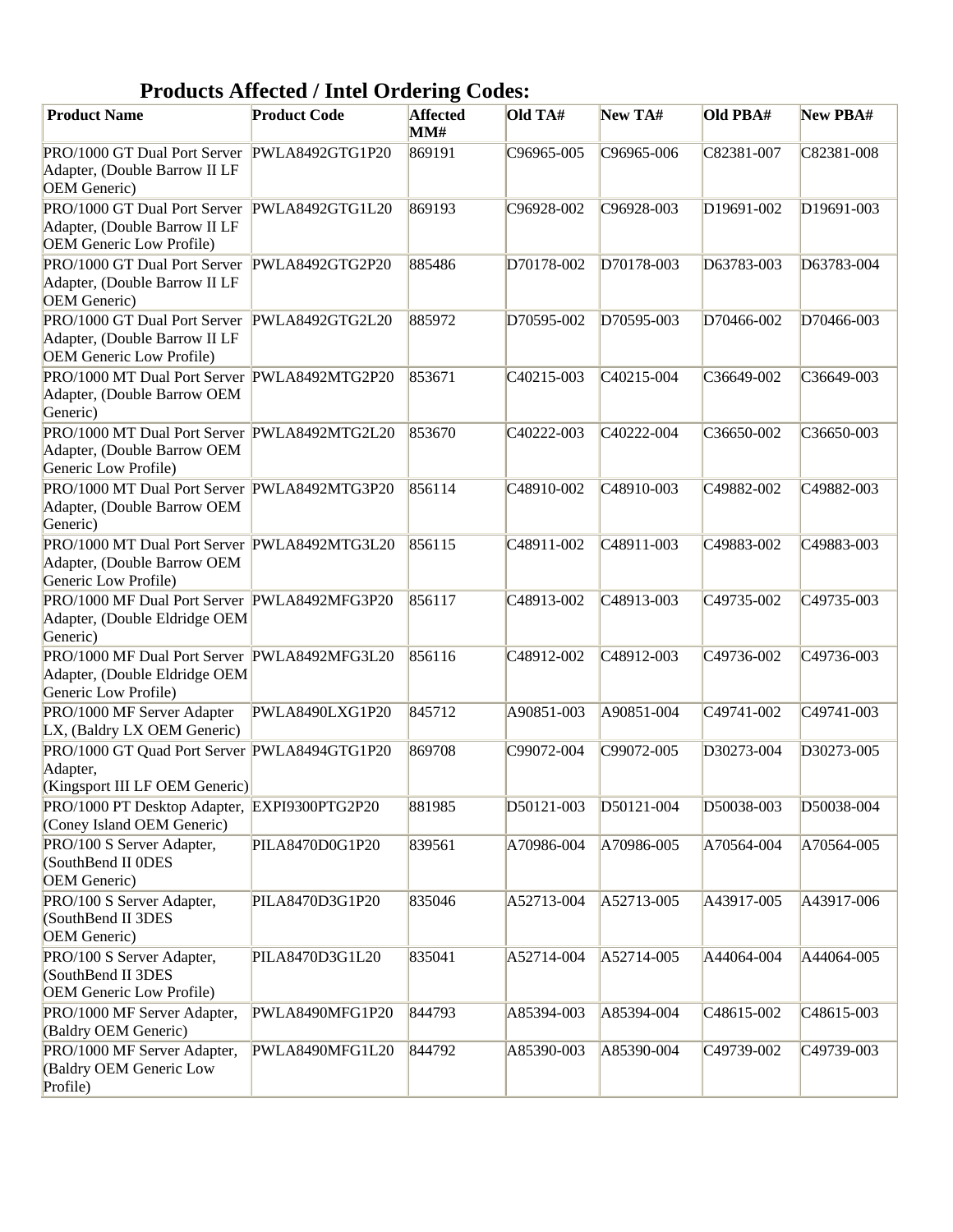## Products Affected / Intel Ordering Codes:

| Product Name | Product Code | Affected MM# | Old TA# | New TA# | Old PBA# | New PBA# |
|---|---|---|---|---|---|---|
| PRO/1000 GT Dual Port Server Adapter, (Double Barrow II LF OEM Generic) | PWLA8492GTG1P20 | 869191 | C96965-005 | C96965-006 | C82381-007 | C82381-008 |
| PRO/1000 GT Dual Port Server Adapter, (Double Barrow II LF OEM Generic Low Profile) | PWLA8492GTG1L20 | 869193 | C96928-002 | C96928-003 | D19691-002 | D19691-003 |
| PRO/1000 GT Dual Port Server Adapter, (Double Barrow II LF OEM Generic) | PWLA8492GTG2P20 | 885486 | D70178-002 | D70178-003 | D63783-003 | D63783-004 |
| PRO/1000 GT Dual Port Server Adapter, (Double Barrow II LF OEM Generic Low Profile) | PWLA8492GTG2L20 | 885972 | D70595-002 | D70595-003 | D70466-002 | D70466-003 |
| PRO/1000 MT Dual Port Server Adapter, (Double Barrow OEM Generic) | PWLA8492MTG2P20 | 853671 | C40215-003 | C40215-004 | C36649-002 | C36649-003 |
| PRO/1000 MT Dual Port Server Adapter, (Double Barrow OEM Generic Low Profile) | PWLA8492MTG2L20 | 853670 | C40222-003 | C40222-004 | C36650-002 | C36650-003 |
| PRO/1000 MT Dual Port Server Adapter, (Double Barrow OEM Generic) | PWLA8492MTG3P20 | 856114 | C48910-002 | C48910-003 | C49882-002 | C49882-003 |
| PRO/1000 MT Dual Port Server Adapter, (Double Barrow OEM Generic Low Profile) | PWLA8492MTG3L20 | 856115 | C48911-002 | C48911-003 | C49883-002 | C49883-003 |
| PRO/1000 MF Dual Port Server Adapter, (Double Eldridge OEM Generic) | PWLA8492MFG3P20 | 856117 | C48913-002 | C48913-003 | C49735-002 | C49735-003 |
| PRO/1000 MF Dual Port Server Adapter, (Double Eldridge OEM Generic Low Profile) | PWLA8492MFG3L20 | 856116 | C48912-002 | C48912-003 | C49736-002 | C49736-003 |
| PRO/1000 MF Server Adapter LX, (Baldry LX OEM Generic) | PWLA8490LXG1P20 | 845712 | A90851-003 | A90851-004 | C49741-002 | C49741-003 |
| PRO/1000 GT Quad Port Server Adapter, (Kingsport III LF OEM Generic) | PWLA8494GTG1P20 | 869708 | C99072-004 | C99072-005 | D30273-004 | D30273-005 |
| PRO/1000 PT Desktop Adapter, (Coney Island OEM Generic) | EXPI9300PTG2P20 | 881985 | D50121-003 | D50121-004 | D50038-003 | D50038-004 |
| PRO/100 S Server Adapter, (SouthBend II 0DES OEM Generic) | PILA8470D0G1P20 | 839561 | A70986-004 | A70986-005 | A70564-004 | A70564-005 |
| PRO/100 S Server Adapter, (SouthBend II 3DES OEM Generic) | PILA8470D3G1P20 | 835046 | A52713-004 | A52713-005 | A43917-005 | A43917-006 |
| PRO/100 S Server Adapter, (SouthBend II 3DES OEM Generic Low Profile) | PILA8470D3G1L20 | 835041 | A52714-004 | A52714-005 | A44064-004 | A44064-005 |
| PRO/1000 MF Server Adapter, (Baldry OEM Generic) | PWLA8490MFG1P20 | 844793 | A85394-003 | A85394-004 | C48615-002 | C48615-003 |
| PRO/1000 MF Server Adapter, (Baldry OEM Generic Low Profile) | PWLA8490MFG1L20 | 844792 | A85390-003 | A85390-004 | C49739-002 | C49739-003 |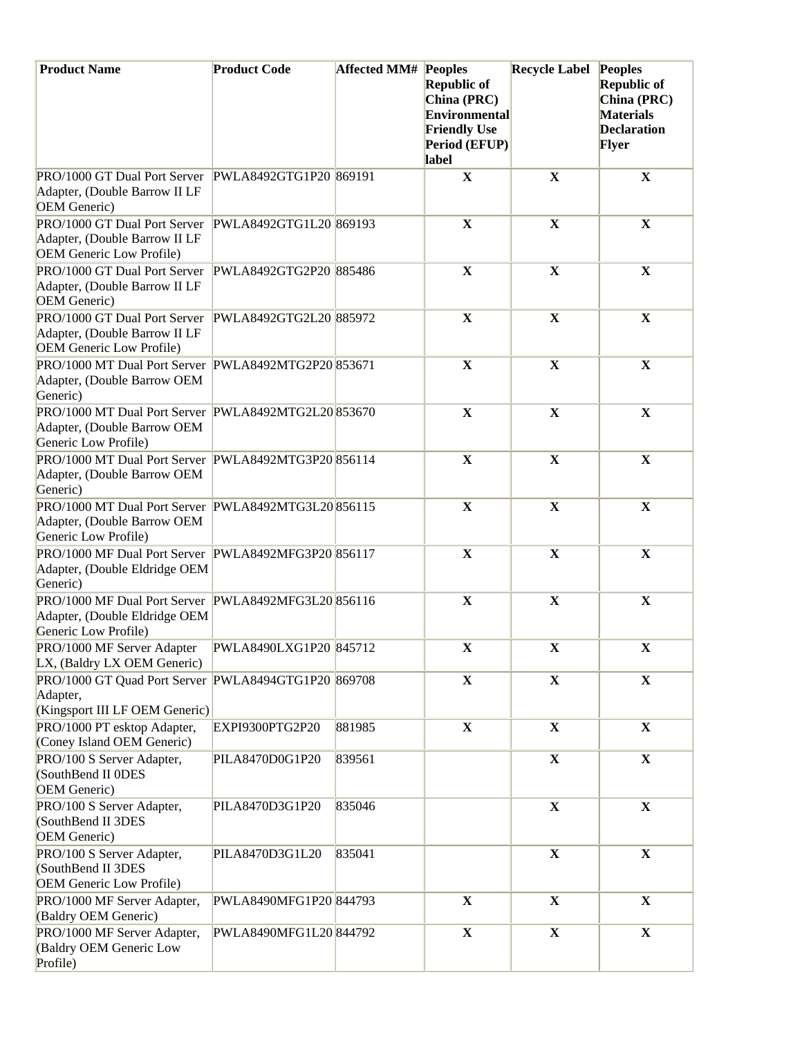| Product Name | Product Code | Affected MM# | Peoples Republic of China (PRC) Environmental Friendly Use Period (EFUP) label | Recycle Label | Peoples Republic of China (PRC) Materials Declaration Flyer |
|---|---|---|---|---|---|
| PRO/1000 GT Dual Port Server Adapter, (Double Barrow II LF OEM Generic) | PWLA8492GTG1P20 | 869191 | X | X | X |
| PRO/1000 GT Dual Port Server Adapter, (Double Barrow II LF OEM Generic Low Profile) | PWLA8492GTG1L20 | 869193 | X | X | X |
| PRO/1000 GT Dual Port Server Adapter, (Double Barrow II LF OEM Generic) | PWLA8492GTG2P20 | 885486 | X | X | X |
| PRO/1000 GT Dual Port Server Adapter, (Double Barrow II LF OEM Generic Low Profile) | PWLA8492GTG2L20 | 885972 | X | X | X |
| PRO/1000 MT Dual Port Server Adapter, (Double Barrow OEM Generic) | PWLA8492MTG2P20 | 853671 | X | X | X |
| PRO/1000 MT Dual Port Server Adapter, (Double Barrow OEM Generic Low Profile) | PWLA8492MTG2L20 | 853670 | X | X | X |
| PRO/1000 MT Dual Port Server Adapter, (Double Barrow OEM Generic) | PWLA8492MTG3P20 | 856114 | X | X | X |
| PRO/1000 MT Dual Port Server Adapter, (Double Barrow OEM Generic Low Profile) | PWLA8492MTG3L20 | 856115 | X | X | X |
| PRO/1000 MF Dual Port Server Adapter, (Double Eldridge OEM Generic) | PWLA8492MFG3P20 | 856117 | X | X | X |
| PRO/1000 MF Dual Port Server Adapter, (Double Eldridge OEM Generic Low Profile) | PWLA8492MFG3L20 | 856116 | X | X | X |
| PRO/1000 MF Server Adapter LX, (Baldry LX OEM Generic) | PWLA8490LXG1P20 | 845712 | X | X | X |
| PRO/1000 GT Quad Port Server Adapter, (Kingsport III LF OEM Generic) | PWLA8494GTG1P20 | 869708 | X | X | X |
| PRO/1000 PT esktop Adapter, (Coney Island OEM Generic) | EXPI9300PTG2P20 | 881985 | X | X | X |
| PRO/100 S Server Adapter, (SouthBend II 0DES OEM Generic) | PILA8470D0G1P20 | 839561 | | X | X |
| PRO/100 S Server Adapter, (SouthBend II 3DES OEM Generic) | PILA8470D3G1P20 | 835046 | | X | X |
| PRO/100 S Server Adapter, (SouthBend II 3DES OEM Generic Low Profile) | PILA8470D3G1L20 | 835041 | | X | X |
| PRO/1000 MF Server Adapter, (Baldry OEM Generic) | PWLA8490MFG1P20 | 844793 | X | X | X |
| PRO/1000 MF Server Adapter, (Baldry OEM Generic Low Profile) | PWLA8490MFG1L20 | 844792 | X | X | X |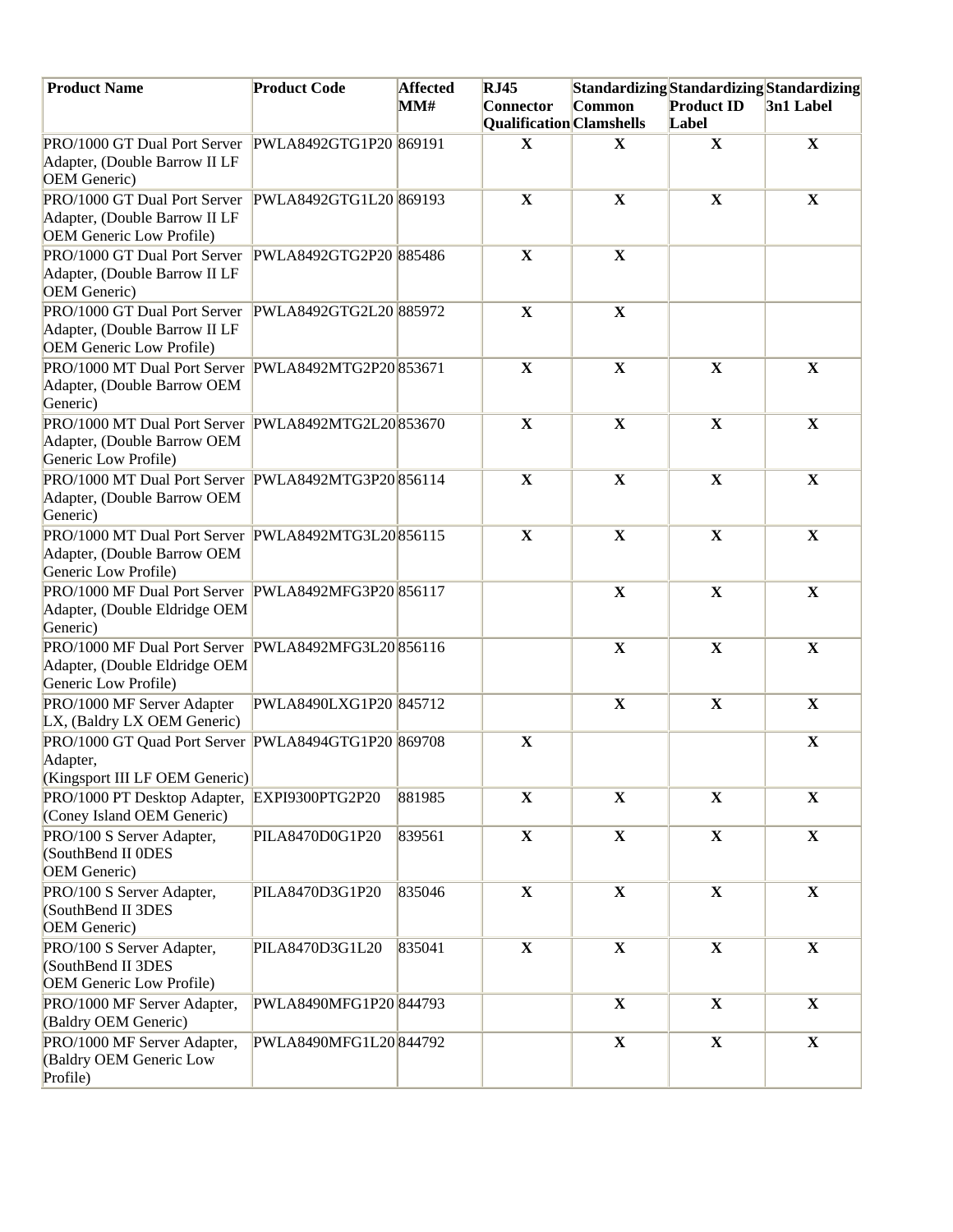| Product Name | Product Code | Affected MM# | RJ45 Connector Qualification | Standardizing Common Clamshells | Standardizing Product ID Label | Standardizing 3n1 Label |
|---|---|---|---|---|---|---|
| PRO/1000 GT Dual Port Server Adapter, (Double Barrow II LF OEM Generic) | PWLA8492GTG1P20 | 869191 | X | X | X | X |
| PRO/1000 GT Dual Port Server Adapter, (Double Barrow II LF OEM Generic Low Profile) | PWLA8492GTG1L20 | 869193 | X | X | X | X |
| PRO/1000 GT Dual Port Server Adapter, (Double Barrow II LF OEM Generic) | PWLA8492GTG2P20 | 885486 | X | X | | |
| PRO/1000 GT Dual Port Server Adapter, (Double Barrow II LF OEM Generic Low Profile) | PWLA8492GTG2L20 | 885972 | X | X | | |
| PRO/1000 MT Dual Port Server Adapter, (Double Barrow OEM Generic) | PWLA8492MTG2P20 | 853671 | X | X | X | X |
| PRO/1000 MT Dual Port Server Adapter, (Double Barrow OEM Generic Low Profile) | PWLA8492MTG2L20 | 853670 | X | X | X | X |
| PRO/1000 MT Dual Port Server Adapter, (Double Barrow OEM Generic) | PWLA8492MTG3P20 | 856114 | X | X | X | X |
| PRO/1000 MT Dual Port Server Adapter, (Double Barrow OEM Generic Low Profile) | PWLA8492MTG3L20 | 856115 | X | X | X | X |
| PRO/1000 MF Dual Port Server Adapter, (Double Eldridge OEM Generic) | PWLA8492MFG3P20 | 856117 | | X | X | X |
| PRO/1000 MF Dual Port Server Adapter, (Double Eldridge OEM Generic Low Profile) | PWLA8492MFG3L20 | 856116 | | X | X | X |
| PRO/1000 MF Server Adapter LX, (Baldry LX OEM Generic) | PWLA8490LXG1P20 | 845712 | | X | X | X |
| PRO/1000 GT Quad Port Server Adapter, (Kingsport III LF OEM Generic) | PWLA8494GTG1P20 | 869708 | X | | | X |
| PRO/1000 PT Desktop Adapter, (Coney Island OEM Generic) | EXPI9300PTG2P20 | 881985 | X | X | X | X |
| PRO/100 S Server Adapter, (SouthBend II 0DES OEM Generic) | PILA8470D0G1P20 | 839561 | X | X | X | X |
| PRO/100 S Server Adapter, (SouthBend II 3DES OEM Generic) | PILA8470D3G1P20 | 835046 | X | X | X | X |
| PRO/100 S Server Adapter, (SouthBend II 3DES OEM Generic Low Profile) | PILA8470D3G1L20 | 835041 | X | X | X | X |
| PRO/1000 MF Server Adapter, (Baldry OEM Generic) | PWLA8490MFG1P20 | 844793 | | X | X | X |
| PRO/1000 MF Server Adapter, (Baldry OEM Generic Low Profile) | PWLA8490MFG1L20 | 844792 | | X | X | X |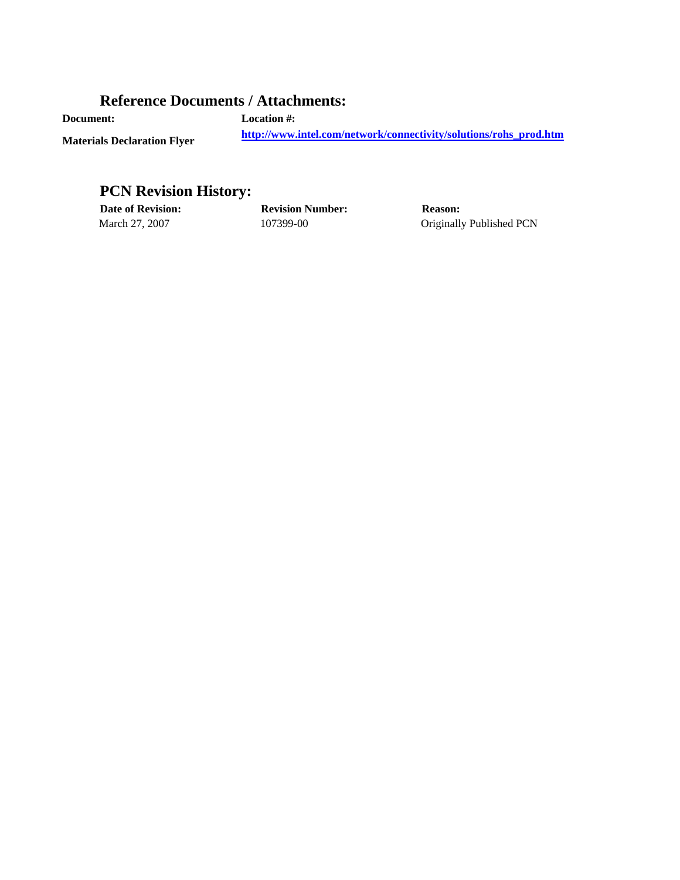## Reference Documents / Attachments:

| Document: | Location #: |
| --- | --- |
| Materials Declaration Flyer | http://www.intel.com/network/connectivity/solutions/rohs_prod.htm |

## PCN Revision History:

| Date of Revision: | Revision Number: | Reason: |
| --- | --- | --- |
| March 27, 2007 | 107399-00 | Originally Published PCN |